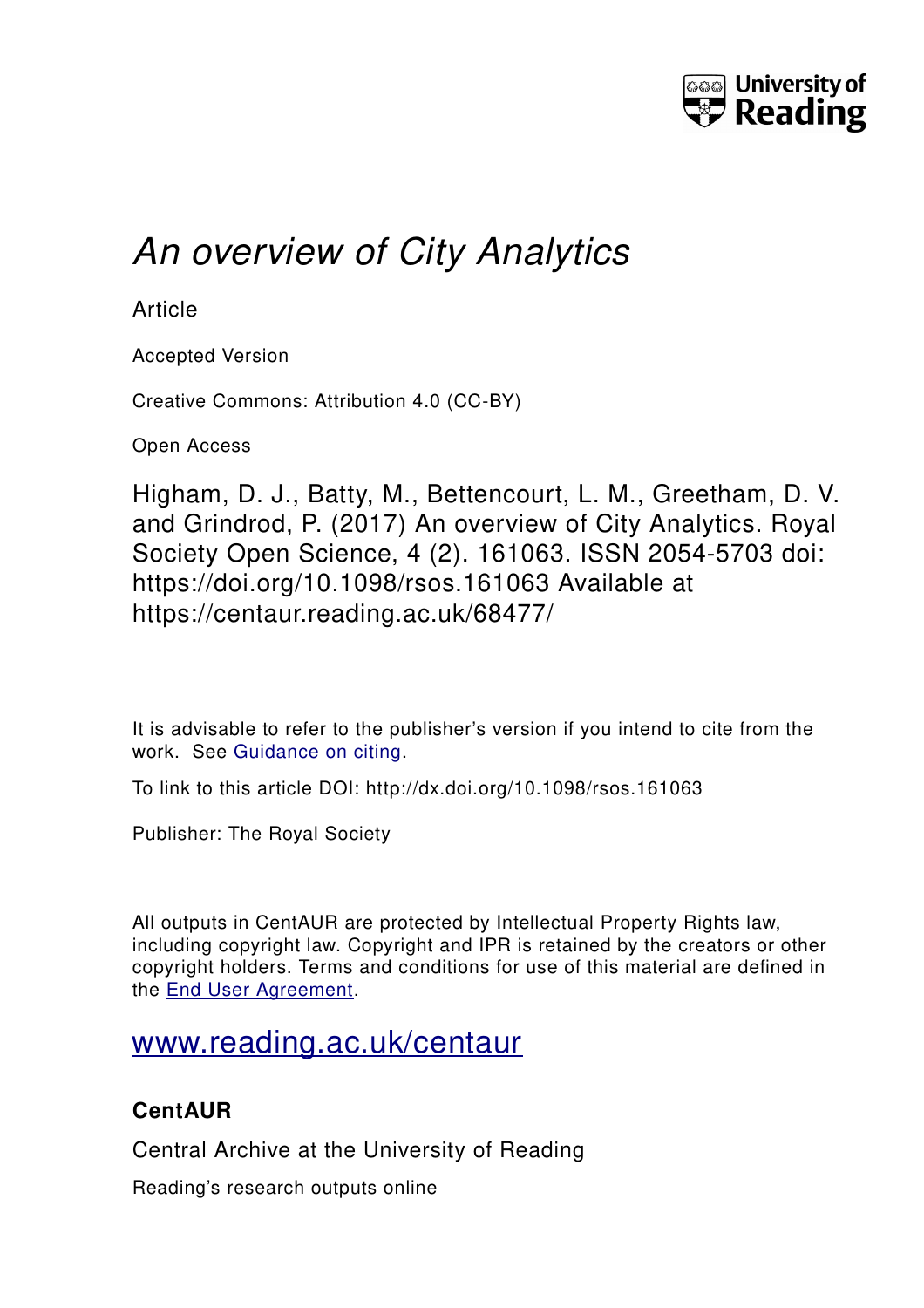University of Reading

# *An overview of City Analytics*

Article

Accepted Version

Creative Commons: Attribution 4.0 (CC-BY)

Open Access

Higham, D. J., Batty, M., Bettencourt, L. M., Greetham, D. V. and Grindrod, P. (2017) An overview of City Analytics. Royal Society Open Science, 4 (2). 161063. ISSN 2054-5703 doi: https://doi.org/10.1098/rsos.161063 Available at https://centaur.reading.ac.uk/68477/

It is advisable to refer to the publisher's version if you intend to cite from the work. See Guidance on citing.

To link to this article DOI: http://dx.doi.org/10.1098/rsos.161063

Publisher: The Royal Society

All outputs in CentAUR are protected by Intellectual Property Rights law, including copyright law. Copyright and IPR is retained by the creators or other copyright holders. Terms and conditions for use of this material are defined in the End User Agreement.

www.reading.ac.uk/centaur

**CentAUR**

Central Archive at the University of Reading

Reading's research outputs online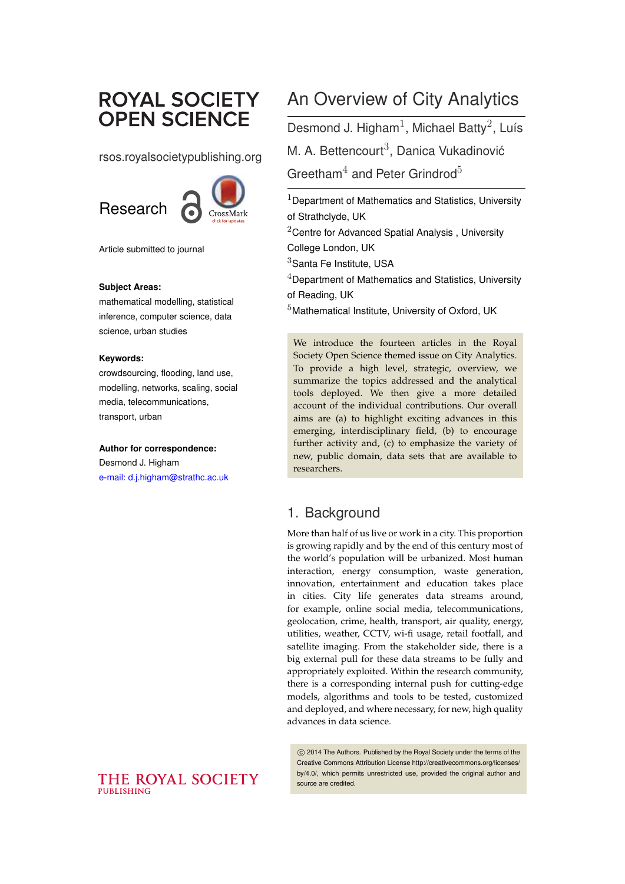# ROYAL SOCIETY OPEN SCIENCE

rsos.royalsocietypublishing.org

Research

Article submitted to journal

**Subject Areas:**

mathematical modelling, statistical inference, computer science, data science, urban studies

**Keywords:**

crowdsourcing, flooding, land use, modelling, networks, scaling, social media, telecommunications, transport, urban

**Author for correspondence:**

Desmond J. Higham

e-mail: d.j.higham@strathc.ac.uk

# An Overview of City Analytics

Desmond J. Higham[1], Michael Batty[2], Luís M. A. Bettencourt[3], Danica Vukadinović Greetham[4] and Peter Grindrod[5]

[1]Department of Mathematics and Statistics, University of Strathclyde, UK

[2]Centre for Advanced Spatial Analysis , University College London, UK

[3]Santa Fe Institute, USA

[4]Department of Mathematics and Statistics, University of Reading, UK

[5]Mathematical Institute, University of Oxford, UK

We introduce the fourteen articles in the Royal Society Open Science themed issue on City Analytics. To provide a high level, strategic, overview, we summarize the topics addressed and the analytical tools deployed. We then give a more detailed account of the individual contributions. Our overall aims are (a) to highlight exciting advances in this emerging, interdisciplinary field, (b) to encourage further activity and, (c) to emphasize the variety of new, public domain, data sets that are available to researchers.

## 1. Background

More than half of us live or work in a city. This proportion is growing rapidly and by the end of this century most of the world's population will be urbanized. Most human interaction, energy consumption, waste generation, innovation, entertainment and education takes place in cities. City life generates data streams around, for example, online social media, telecommunications, geolocation, crime, health, transport, air quality, energy, utilities, weather, CCTV, wi-fi usage, retail footfall, and satellite imaging. From the stakeholder side, there is a big external pull for these data streams to be fully and appropriately exploited. Within the research community, there is a corresponding internal push for cutting-edge models, algorithms and tools to be tested, customized and deployed, and where necessary, for new, high quality advances in data science.

© 2014 The Authors. Published by the Royal Society under the terms of the Creative Commons Attribution License http://creativecommons.org/licenses/by/4.0/, which permits unrestricted use, provided the original author and source are credited.

THE ROYAL SOCIETY PUBLISHING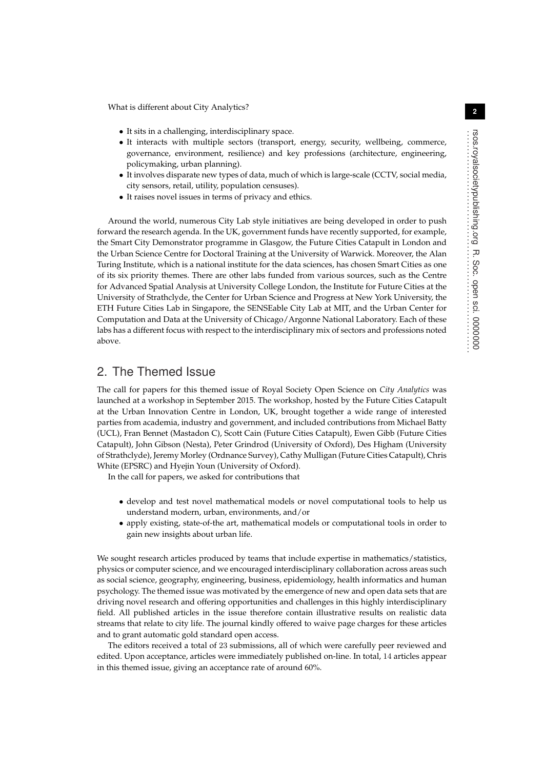What is different about City Analytics?

- It sits in a challenging, interdisciplinary space.
- It interacts with multiple sectors (transport, energy, security, wellbeing, commerce, governance, environment, resilience) and key professions (architecture, engineering, policymaking, urban planning).
- It involves disparate new types of data, much of which is large-scale (CCTV, social media, city sensors, retail, utility, population censuses).
- It raises novel issues in terms of privacy and ethics.

Around the world, numerous City Lab style initiatives are being developed in order to push forward the research agenda. In the UK, government funds have recently supported, for example, the Smart City Demonstrator programme in Glasgow, the Future Cities Catapult in London and the Urban Science Centre for Doctoral Training at the University of Warwick. Moreover, the Alan Turing Institute, which is a national institute for the data sciences, has chosen Smart Cities as one of its six priority themes. There are other labs funded from various sources, such as the Centre for Advanced Spatial Analysis at University College London, the Institute for Future Cities at the University of Strathclyde, the Center for Urban Science and Progress at New York University, the ETH Future Cities Lab in Singapore, the SENSEable City Lab at MIT, and the Urban Center for Computation and Data at the University of Chicago/Argonne National Laboratory. Each of these labs has a different focus with respect to the interdisciplinary mix of sectors and professions noted above.

## 2. The Themed Issue

The call for papers for this themed issue of Royal Society Open Science on *City Analytics* was launched at a workshop in September 2015. The workshop, hosted by the Future Cities Catapult at the Urban Innovation Centre in London, UK, brought together a wide range of interested parties from academia, industry and government, and included contributions from Michael Batty (UCL), Fran Bennet (Mastadon C), Scott Cain (Future Cities Catapult), Ewen Gibb (Future Cities Catapult), John Gibson (Nesta), Peter Grindrod (University of Oxford), Des Higham (University of Strathclyde), Jeremy Morley (Ordnance Survey), Cathy Mulligan (Future Cities Catapult), Chris White (EPSRC) and Hyejin Youn (University of Oxford).

In the call for papers, we asked for contributions that

- develop and test novel mathematical models or novel computational tools to help us understand modern, urban, environments, and/or
- apply existing, state-of-the art, mathematical models or computational tools in order to gain new insights about urban life.

We sought research articles produced by teams that include expertise in mathematics/statistics, physics or computer science, and we encouraged interdisciplinary collaboration across areas such as social science, geography, engineering, business, epidemiology, health informatics and human psychology. The themed issue was motivated by the emergence of new and open data sets that are driving novel research and offering opportunities and challenges in this highly interdisciplinary field. All published articles in the issue therefore contain illustrative results on realistic data streams that relate to city life. The journal kindly offered to waive page charges for these articles and to grant automatic gold standard open access.

The editors received a total of 23 submissions, all of which were carefully peer reviewed and edited. Upon acceptance, articles were immediately published on-line. In total, 14 articles appear in this themed issue, giving an acceptance rate of around 60%.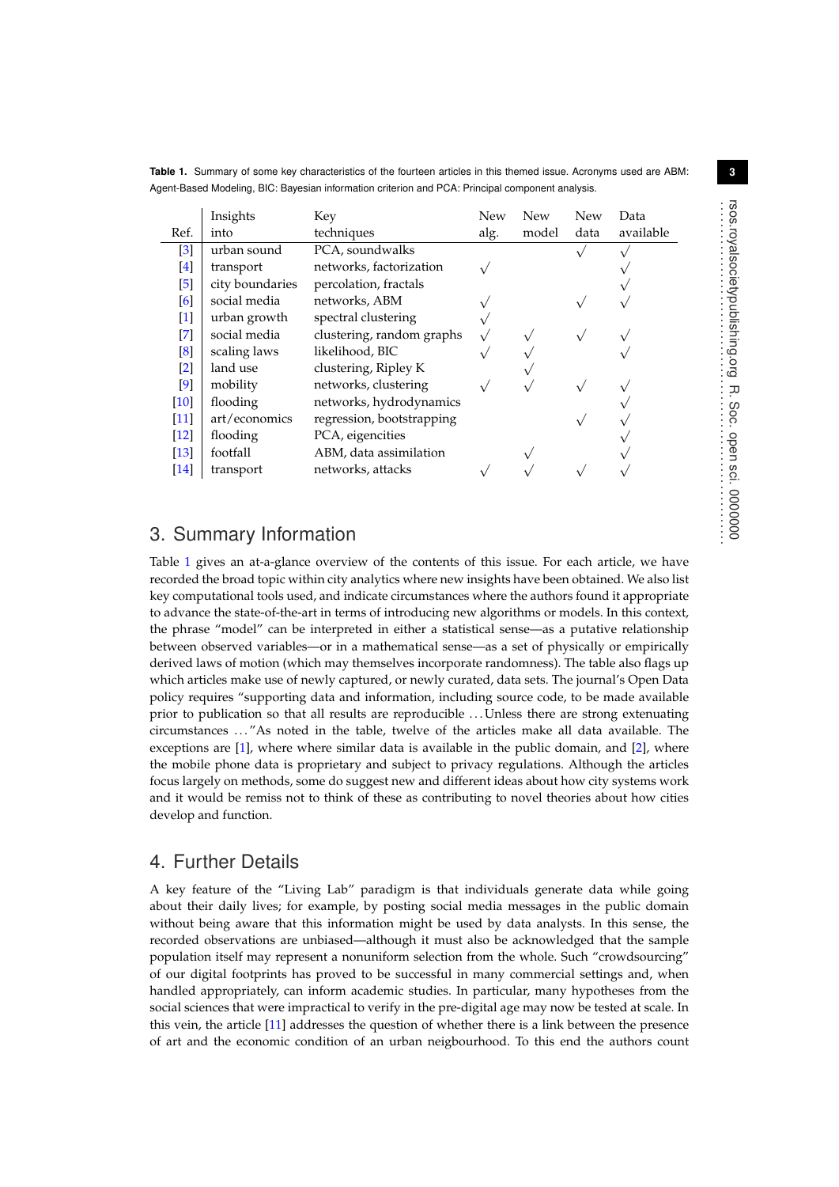**Table 1.** Summary of some key characteristics of the fourteen articles in this themed issue. Acronyms used are ABM: Agent-Based Modeling, BIC: Bayesian information criterion and PCA: Principal component analysis.

| Ref. | Insights into | Key techniques | New alg. | New model | New data | Data available |
|---|---|---|---|---|---|---|
| [3] | urban sound | PCA, soundwalks | | | √ | √ |
| [4] | transport | networks, factorization | √ | | | √ |
| [5] | city boundaries | percolation, fractals | | | | √ |
| [6] | social media | networks, ABM | √ | | √ | √ |
| [1] | urban growth | spectral clustering | √ | | | |
| [7] | social media | clustering, random graphs | √ | √ | √ | √ |
| [8] | scaling laws | likelihood, BIC | √ | √ | | √ |
| [2] | land use | clustering, Ripley K | | √ | | |
| [9] | mobility | networks, clustering | √ | √ | √ | √ |
| [10] | flooding | networks, hydrodynamics | | | | √ |
| [11] | art/economics | regression, bootstrapping | | | √ | √ |
| [12] | flooding | PCA, eigencities | | | | √ |
| [13] | footfall | ABM, data assimilation | | √ | | √ |
| [14] | transport | networks, attacks | √ | √ | √ | √ |

## 3. Summary Information

Table 1 gives an at-a-glance overview of the contents of this issue. For each article, we have recorded the broad topic within city analytics where new insights have been obtained. We also list key computational tools used, and indicate circumstances where the authors found it appropriate to advance the state-of-the-art in terms of introducing new algorithms or models. In this context, the phrase "model" can be interpreted in either a statistical sense—as a putative relationship between observed variables—or in a mathematical sense—as a set of physically or empirically derived laws of motion (which may themselves incorporate randomness). The table also flags up which articles make use of newly captured, or newly curated, data sets. The journal's Open Data policy requires "supporting data and information, including source code, to be made available prior to publication so that all results are reproducible ... Unless there are strong extenuating circumstances ..." As noted in the table, twelve of the articles make all data available. The exceptions are [1], where where similar data is available in the public domain, and [2], where the mobile phone data is proprietary and subject to privacy regulations. Although the articles focus largely on methods, some do suggest new and different ideas about how city systems work and it would be remiss not to think of these as contributing to novel theories about how cities develop and function.

## 4. Further Details

A key feature of the "Living Lab" paradigm is that individuals generate data while going about their daily lives; for example, by posting social media messages in the public domain without being aware that this information might be used by data analysts. In this sense, the recorded observations are unbiased—although it must also be acknowledged that the sample population itself may represent a nonuniform selection from the whole. Such "crowdsourcing" of our digital footprints has proved to be successful in many commercial settings and, when handled appropriately, can inform academic studies. In particular, many hypotheses from the social sciences that were impractical to verify in the pre-digital age may now be tested at scale. In this vein, the article [11] addresses the question of whether there is a link between the presence of art and the economic condition of an urban neigbourhood. To this end the authors count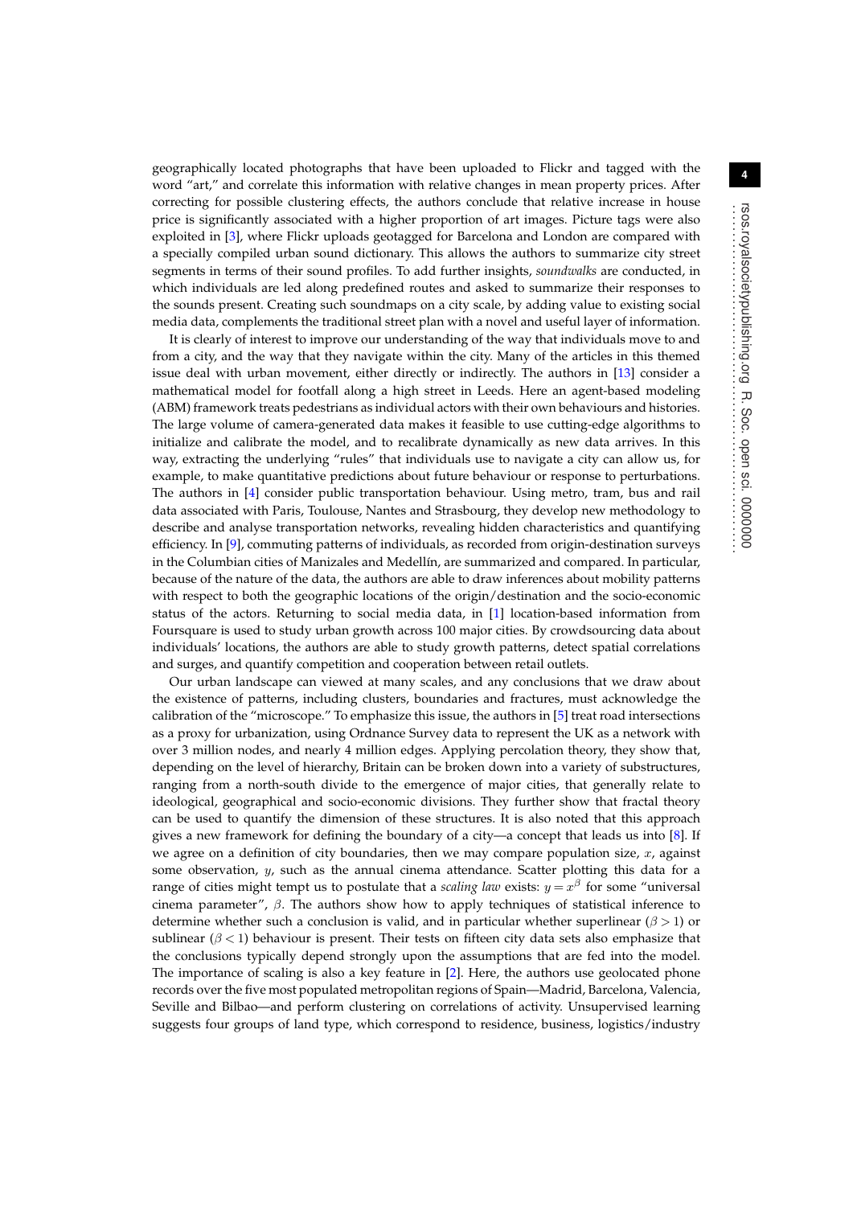geographically located photographs that have been uploaded to Flickr and tagged with the word "art," and correlate this information with relative changes in mean property prices. After correcting for possible clustering effects, the authors conclude that relative increase in house price is significantly associated with a higher proportion of art images. Picture tags were also exploited in [3], where Flickr uploads geotagged for Barcelona and London are compared with a specially compiled urban sound dictionary. This allows the authors to summarize city street segments in terms of their sound profiles. To add further insights, *soundwalks* are conducted, in which individuals are led along predefined routes and asked to summarize their responses to the sounds present. Creating such soundmaps on a city scale, by adding value to existing social media data, complements the traditional street plan with a novel and useful layer of information.

It is clearly of interest to improve our understanding of the way that individuals move to and from a city, and the way that they navigate within the city. Many of the articles in this themed issue deal with urban movement, either directly or indirectly. The authors in [13] consider a mathematical model for footfall along a high street in Leeds. Here an agent-based modeling (ABM) framework treats pedestrians as individual actors with their own behaviours and histories. The large volume of camera-generated data makes it feasible to use cutting-edge algorithms to initialize and calibrate the model, and to recalibrate dynamically as new data arrives. In this way, extracting the underlying "rules" that individuals use to navigate a city can allow us, for example, to make quantitative predictions about future behaviour or response to perturbations. The authors in [4] consider public transportation behaviour. Using metro, tram, bus and rail data associated with Paris, Toulouse, Nantes and Strasbourg, they develop new methodology to describe and analyse transportation networks, revealing hidden characteristics and quantifying efficiency. In [9], commuting patterns of individuals, as recorded from origin-destination surveys in the Columbian cities of Manizales and Medellín, are summarized and compared. In particular, because of the nature of the data, the authors are able to draw inferences about mobility patterns with respect to both the geographic locations of the origin/destination and the socio-economic status of the actors. Returning to social media data, in [1] location-based information from Foursquare is used to study urban growth across 100 major cities. By crowdsourcing data about individuals' locations, the authors are able to study growth patterns, detect spatial correlations and surges, and quantify competition and cooperation between retail outlets.

Our urban landscape can viewed at many scales, and any conclusions that we draw about the existence of patterns, including clusters, boundaries and fractures, must acknowledge the calibration of the "microscope." To emphasize this issue, the authors in [5] treat road intersections as a proxy for urbanization, using Ordnance Survey data to represent the UK as a network with over 3 million nodes, and nearly 4 million edges. Applying percolation theory, they show that, depending on the level of hierarchy, Britain can be broken down into a variety of substructures, ranging from a north-south divide to the emergence of major cities, that generally relate to ideological, geographical and socio-economic divisions. They further show that fractal theory can be used to quantify the dimension of these structures. It is also noted that this approach gives a new framework for defining the boundary of a city—a concept that leads us into [8]. If we agree on a definition of city boundaries, then we may compare population size, $x$, against some observation, $y$, such as the annual cinema attendance. Scatter plotting this data for a range of cities might tempt us to postulate that a *scaling law* exists: $y = x^{\beta}$ for some "universal cinema parameter", $\beta$. The authors show how to apply techniques of statistical inference to determine whether such a conclusion is valid, and in particular whether superlinear ($\beta > 1$) or sublinear ($\beta < 1$) behaviour is present. Their tests on fifteen city data sets also emphasize that the conclusions typically depend strongly upon the assumptions that are fed into the model. The importance of scaling is also a key feature in [2]. Here, the authors use geolocated phone records over the five most populated metropolitan regions of Spain—Madrid, Barcelona, Valencia, Seville and Bilbao—and perform clustering on correlations of activity. Unsupervised learning suggests four groups of land type, which correspond to residence, business, logistics/industry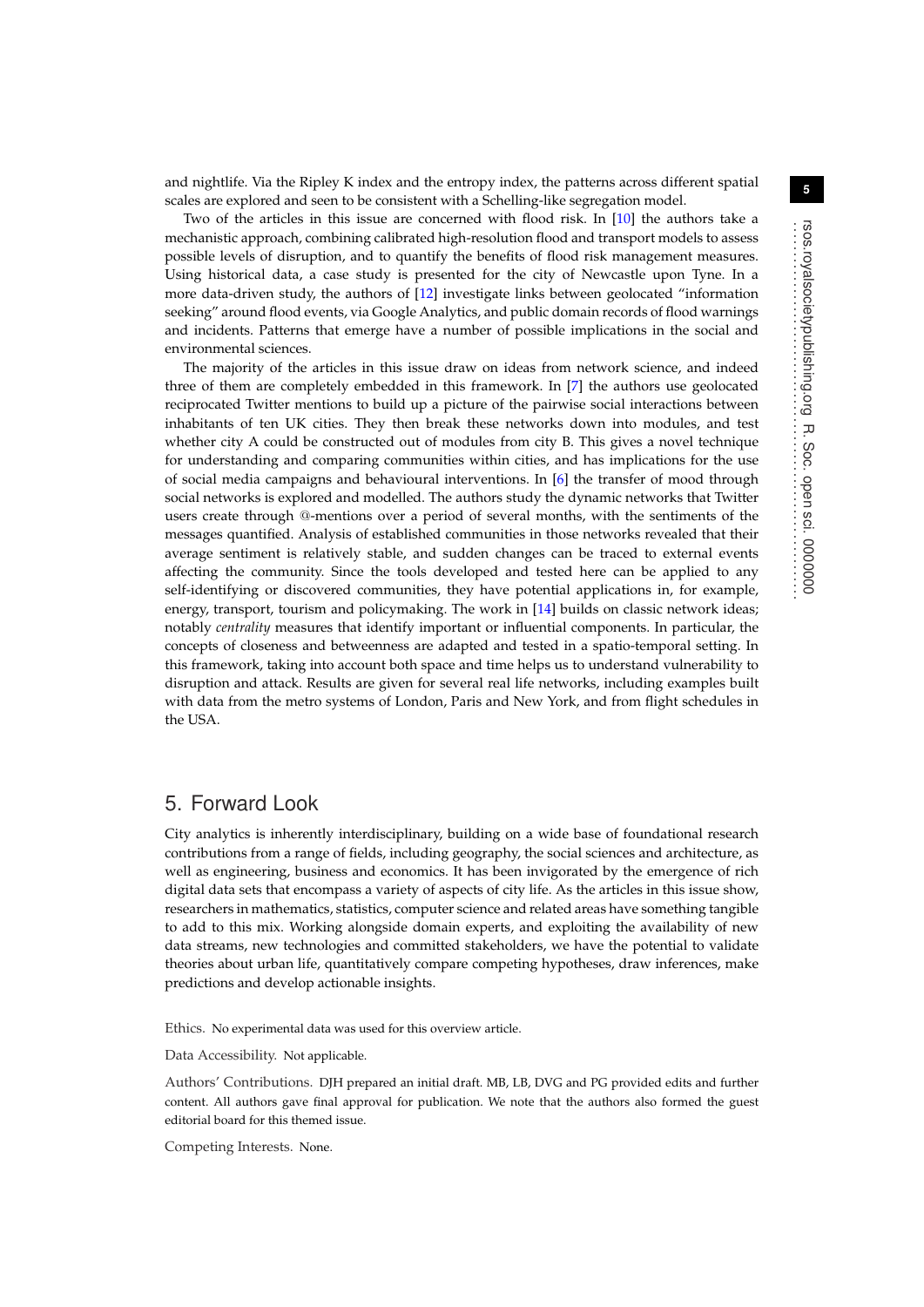and nightlife. Via the Ripley K index and the entropy index, the patterns across different spatial scales are explored and seen to be consistent with a Schelling-like segregation model.

Two of the articles in this issue are concerned with flood risk. In [10] the authors take a mechanistic approach, combining calibrated high-resolution flood and transport models to assess possible levels of disruption, and to quantify the benefits of flood risk management measures. Using historical data, a case study is presented for the city of Newcastle upon Tyne. In a more data-driven study, the authors of [12] investigate links between geolocated "information seeking" around flood events, via Google Analytics, and public domain records of flood warnings and incidents. Patterns that emerge have a number of possible implications in the social and environmental sciences.

The majority of the articles in this issue draw on ideas from network science, and indeed three of them are completely embedded in this framework. In [7] the authors use geolocated reciprocated Twitter mentions to build up a picture of the pairwise social interactions between inhabitants of ten UK cities. They then break these networks down into modules, and test whether city A could be constructed out of modules from city B. This gives a novel technique for understanding and comparing communities within cities, and has implications for the use of social media campaigns and behavioural interventions. In [6] the transfer of mood through social networks is explored and modelled. The authors study the dynamic networks that Twitter users create through @-mentions over a period of several months, with the sentiments of the messages quantified. Analysis of established communities in those networks revealed that their average sentiment is relatively stable, and sudden changes can be traced to external events affecting the community. Since the tools developed and tested here can be applied to any self-identifying or discovered communities, they have potential applications in, for example, energy, transport, tourism and policymaking. The work in [14] builds on classic network ideas; notably *centrality* measures that identify important or influential components. In particular, the concepts of closeness and betweenness are adapted and tested in a spatio-temporal setting. In this framework, taking into account both space and time helps us to understand vulnerability to disruption and attack. Results are given for several real life networks, including examples built with data from the metro systems of London, Paris and New York, and from flight schedules in the USA.

## 5. Forward Look

City analytics is inherently interdisciplinary, building on a wide base of foundational research contributions from a range of fields, including geography, the social sciences and architecture, as well as engineering, business and economics. It has been invigorated by the emergence of rich digital data sets that encompass a variety of aspects of city life. As the articles in this issue show, researchers in mathematics, statistics, computer science and related areas have something tangible to add to this mix. Working alongside domain experts, and exploiting the availability of new data streams, new technologies and committed stakeholders, we have the potential to validate theories about urban life, quantitatively compare competing hypotheses, draw inferences, make predictions and develop actionable insights.

Ethics. No experimental data was used for this overview article.

Data Accessibility. Not applicable.

Authors' Contributions. DJH prepared an initial draft. MB, LB, DVG and PG provided edits and further content. All authors gave final approval for publication. We note that the authors also formed the guest editorial board for this themed issue.

Competing Interests. None.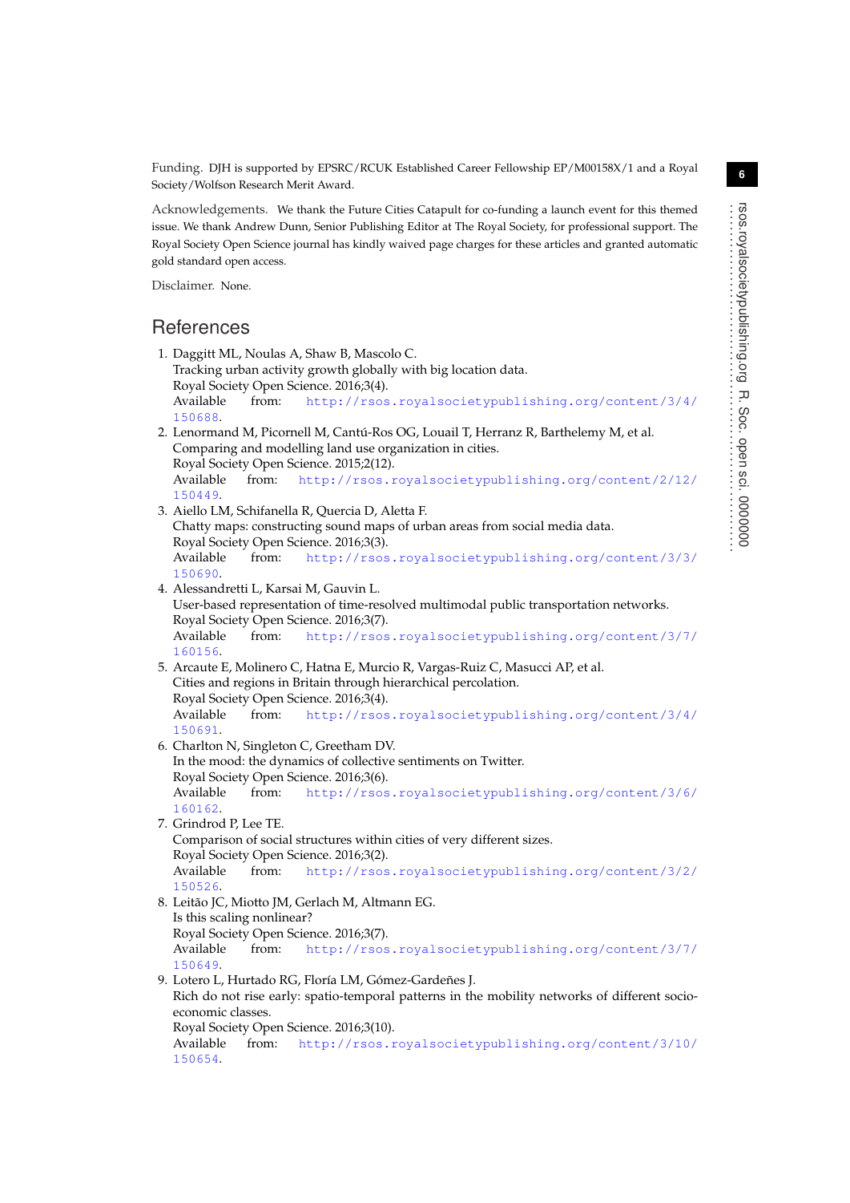Funding. DJH is supported by EPSRC/RCUK Established Career Fellowship EP/M00158X/1 and a Royal Society/Wolfson Research Merit Award.

Acknowledgements. We thank the Future Cities Catapult for co-funding a launch event for this themed issue. We thank Andrew Dunn, Senior Publishing Editor at The Royal Society, for professional support. The Royal Society Open Science journal has kindly waived page charges for these articles and granted automatic gold standard open access.

Disclaimer. None.

## References

1. Daggitt ML, Noulas A, Shaw B, Mascolo C.
   Tracking urban activity growth globally with big location data.
   Royal Society Open Science. 2016;3(4).
   Available from: http://rsos.royalsocietypublishing.org/content/3/4/150688.
2. Lenormand M, Picornell M, Cantú-Ros OG, Louail T, Herranz R, Barthelemy M, et al.
   Comparing and modelling land use organization in cities.
   Royal Society Open Science. 2015;2(12).
   Available from: http://rsos.royalsocietypublishing.org/content/2/12/150449.
3. Aiello LM, Schifanella R, Quercia D, Aletta F.
   Chatty maps: constructing sound maps of urban areas from social media data.
   Royal Society Open Science. 2016;3(3).
   Available from: http://rsos.royalsocietypublishing.org/content/3/3/150690.
4. Alessandretti L, Karsai M, Gauvin L.
   User-based representation of time-resolved multimodal public transportation networks.
   Royal Society Open Science. 2016;3(7).
   Available from: http://rsos.royalsocietypublishing.org/content/3/7/160156.
5. Arcaute E, Molinero C, Hatna E, Murcio R, Vargas-Ruiz C, Masucci AP, et al.
   Cities and regions in Britain through hierarchical percolation.
   Royal Society Open Science. 2016;3(4).
   Available from: http://rsos.royalsocietypublishing.org/content/3/4/150691.
6. Charlton N, Singleton C, Greetham DV.
   In the mood: the dynamics of collective sentiments on Twitter.
   Royal Society Open Science. 2016;3(6).
   Available from: http://rsos.royalsocietypublishing.org/content/3/6/160162.
7. Grindrod P, Lee TE.
   Comparison of social structures within cities of very different sizes.
   Royal Society Open Science. 2016;3(2).
   Available from: http://rsos.royalsocietypublishing.org/content/3/2/150526.
8. Leitão JC, Miotto JM, Gerlach M, Altmann EG.
   Is this scaling nonlinear?
   Royal Society Open Science. 2016;3(7).
   Available from: http://rsos.royalsocietypublishing.org/content/3/7/150649.
9. Lotero L, Hurtado RG, Floría LM, Gómez-Gardeñes J.
   Rich do not rise early: spatio-temporal patterns in the mobility networks of different socio-economic classes.
   Royal Society Open Science. 2016;3(10).
   Available from: http://rsos.royalsocietypublishing.org/content/3/10/150654.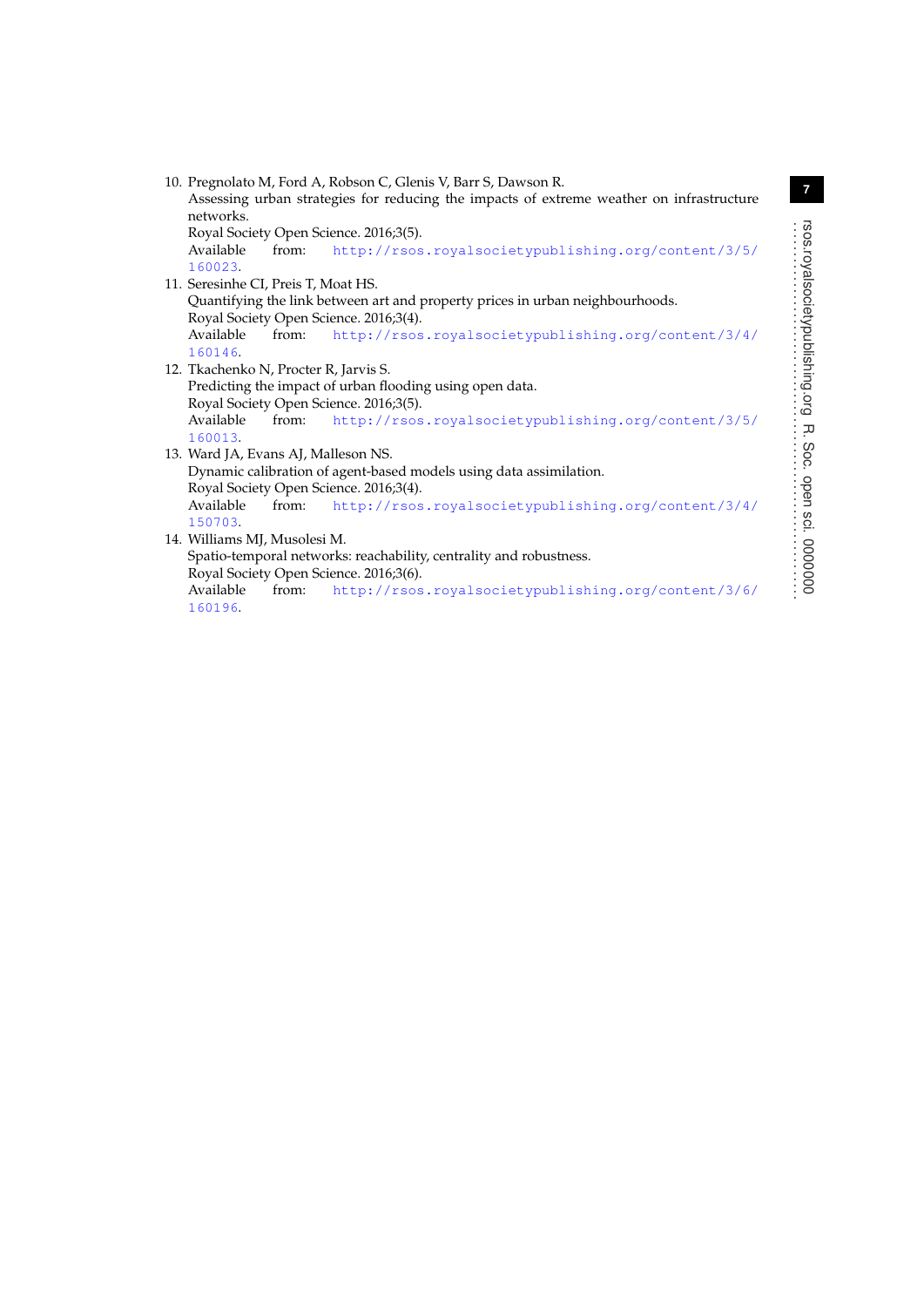10. Pregnolato M, Ford A, Robson C, Glenis V, Barr S, Dawson R.
    Assessing urban strategies for reducing the impacts of extreme weather on infrastructure networks.
    Royal Society Open Science. 2016;3(5).
    Available from: http://rsos.royalsocietypublishing.org/content/3/5/160023.
11. Seresinhe CI, Preis T, Moat HS.
    Quantifying the link between art and property prices in urban neighbourhoods.
    Royal Society Open Science. 2016;3(4).
    Available from: http://rsos.royalsocietypublishing.org/content/3/4/160146.
12. Tkachenko N, Procter R, Jarvis S.
    Predicting the impact of urban flooding using open data.
    Royal Society Open Science. 2016;3(5).
    Available from: http://rsos.royalsocietypublishing.org/content/3/5/160013.
13. Ward JA, Evans AJ, Malleson NS.
    Dynamic calibration of agent-based models using data assimilation.
    Royal Society Open Science. 2016;3(4).
    Available from: http://rsos.royalsocietypublishing.org/content/3/4/150703.
14. Williams MJ, Musolesi M.
    Spatio-temporal networks: reachability, centrality and robustness.
    Royal Society Open Science. 2016;3(6).
    Available from: http://rsos.royalsocietypublishing.org/content/3/6/160196.